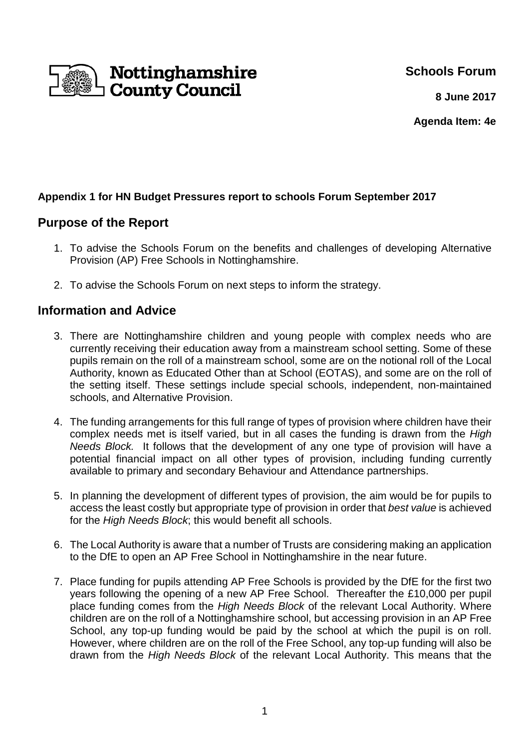Nottinghamshire County Council

**Schools Forum**

**8 June 2017**

**Agenda Item: 4e**

**Appendix 1 for HN Budget Pressures report to schools Forum September 2017**

## Purpose of the Report

1. To advise the Schools Forum on the benefits and challenges of developing Alternative Provision (AP) Free Schools in Nottinghamshire.

2. To advise the Schools Forum on next steps to inform the strategy.

## Information and Advice

3. There are Nottinghamshire children and young people with complex needs who are currently receiving their education away from a mainstream school setting. Some of these pupils remain on the roll of a mainstream school, some are on the notional roll of the Local Authority, known as Educated Other than at School (EOTAS), and some are on the roll of the setting itself. These settings include special schools, independent, non-maintained schools, and Alternative Provision.

4. The funding arrangements for this full range of types of provision where children have their complex needs met is itself varied, but in all cases the funding is drawn from the *High Needs Block.* It follows that the development of any one type of provision will have a potential financial impact on all other types of provision, including funding currently available to primary and secondary Behaviour and Attendance partnerships.

5. In planning the development of different types of provision, the aim would be for pupils to access the least costly but appropriate type of provision in order that *best value* is achieved for the *High Needs Block*; this would benefit all schools.

6. The Local Authority is aware that a number of Trusts are considering making an application to the DfE to open an AP Free School in Nottinghamshire in the near future.

7. Place funding for pupils attending AP Free Schools is provided by the DfE for the first two years following the opening of a new AP Free School. Thereafter the £10,000 per pupil place funding comes from the *High Needs Block* of the relevant Local Authority. Where children are on the roll of a Nottinghamshire school, but accessing provision in an AP Free School, any top-up funding would be paid by the school at which the pupil is on roll. However, where children are on the roll of the Free School, any top-up funding will also be drawn from the *High Needs Block* of the relevant Local Authority. This means that the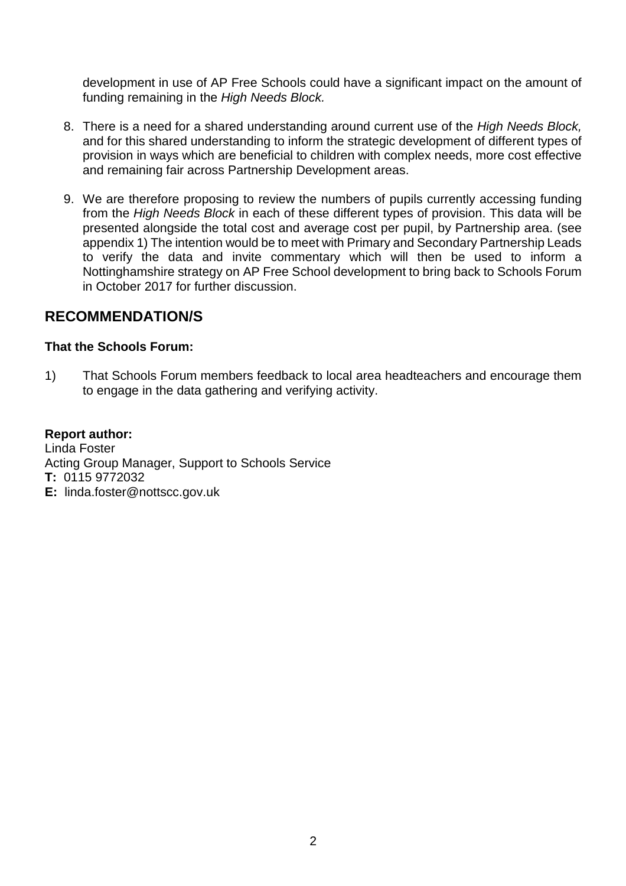development in use of AP Free Schools could have a significant impact on the amount of funding remaining in the *High Needs Block.*

8. There is a need for a shared understanding around current use of the *High Needs Block,* and for this shared understanding to inform the strategic development of different types of provision in ways which are beneficial to children with complex needs, more cost effective and remaining fair across Partnership Development areas.

9. We are therefore proposing to review the numbers of pupils currently accessing funding from the *High Needs Block* in each of these different types of provision. This data will be presented alongside the total cost and average cost per pupil, by Partnership area. (see appendix 1) The intention would be to meet with Primary and Secondary Partnership Leads to verify the data and invite commentary which will then be used to inform a Nottinghamshire strategy on AP Free School development to bring back to Schools Forum in October 2017 for further discussion.

## RECOMMENDATION/S

**That the Schools Forum:**

1) That Schools Forum members feedback to local area headteachers and encourage them to engage in the data gathering and verifying activity.

**Report author:**
Linda Foster
Acting Group Manager, Support to Schools Service
**T:** 0115 9772032
**E:** linda.foster@nottscc.gov.uk